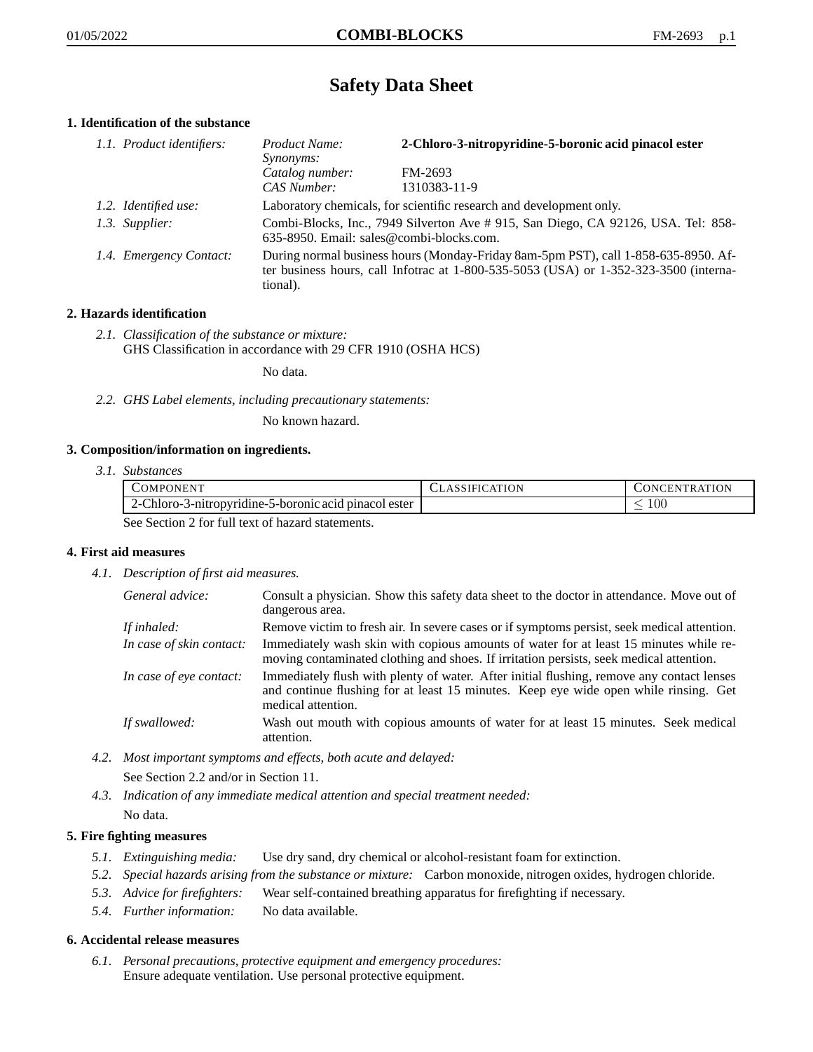# Safety Data Sheet

## 1. Identification of the substance

*1.1. Product identifiers:*

| | |
|---|---|
| *Product Name:* | **2-Chloro-3-nitropyridine-5-boronic acid pinacol ester** |
| *Synonyms:* | |
| *Catalog number:* | FM-2693 |
| *CAS Number:* | 1310383-11-9 |

*1.2. Identified use:* Laboratory chemicals, for scientific research and development only.

*1.3. Supplier:* Combi-Blocks, Inc., 7949 Silverton Ave # 915, San Diego, CA 92126, USA. Tel: 858-635-8950. Email: sales@combi-blocks.com.

*1.4. Emergency Contact:* During normal business hours (Monday-Friday 8am-5pm PST), call 1-858-635-8950. After business hours, call Infotrac at 1-800-535-5053 (USA) or 1-352-323-3500 (international).

## 2. Hazards identification

*2.1. Classification of the substance or mixture:*
GHS Classification in accordance with 29 CFR 1910 (OSHA HCS)

No data.

*2.2. GHS Label elements, including precautionary statements:*

No known hazard.

## 3. Composition/information on ingredients.

*3.1. Substances*

| Component | Classification | Concentration |
|---|---|---|
| 2-Chloro-3-nitropyridine-5-boronic acid pinacol ester | | $\leq 100$ |

See Section 2 for full text of hazard statements.

## 4. First aid measures

*4.1. Description of first aid measures.*

*General advice:* Consult a physician. Show this safety data sheet to the doctor in attendance. Move out of dangerous area.

*If inhaled:* Remove victim to fresh air. In severe cases or if symptoms persist, seek medical attention.

*In case of skin contact:* Immediately wash skin with copious amounts of water for at least 15 minutes while removing contaminated clothing and shoes. If irritation persists, seek medical attention.

*In case of eye contact:* Immediately flush with plenty of water. After initial flushing, remove any contact lenses and continue flushing for at least 15 minutes. Keep eye wide open while rinsing. Get medical attention.

*If swallowed:* Wash out mouth with copious amounts of water for at least 15 minutes. Seek medical attention.

*4.2. Most important symptoms and effects, both acute and delayed:*

See Section 2.2 and/or in Section 11.

*4.3. Indication of any immediate medical attention and special treatment needed:*

No data.

## 5. Fire fighting measures

*5.1. Extinguishing media:* Use dry sand, dry chemical or alcohol-resistant foam for extinction.

*5.2. Special hazards arising from the substance or mixture:* Carbon monoxide, nitrogen oxides, hydrogen chloride.

*5.3. Advice for firefighters:* Wear self-contained breathing apparatus for firefighting if necessary.

*5.4. Further information:* No data available.

## 6. Accidental release measures

*6.1. Personal precautions, protective equipment and emergency procedures:*
Ensure adequate ventilation. Use personal protective equipment.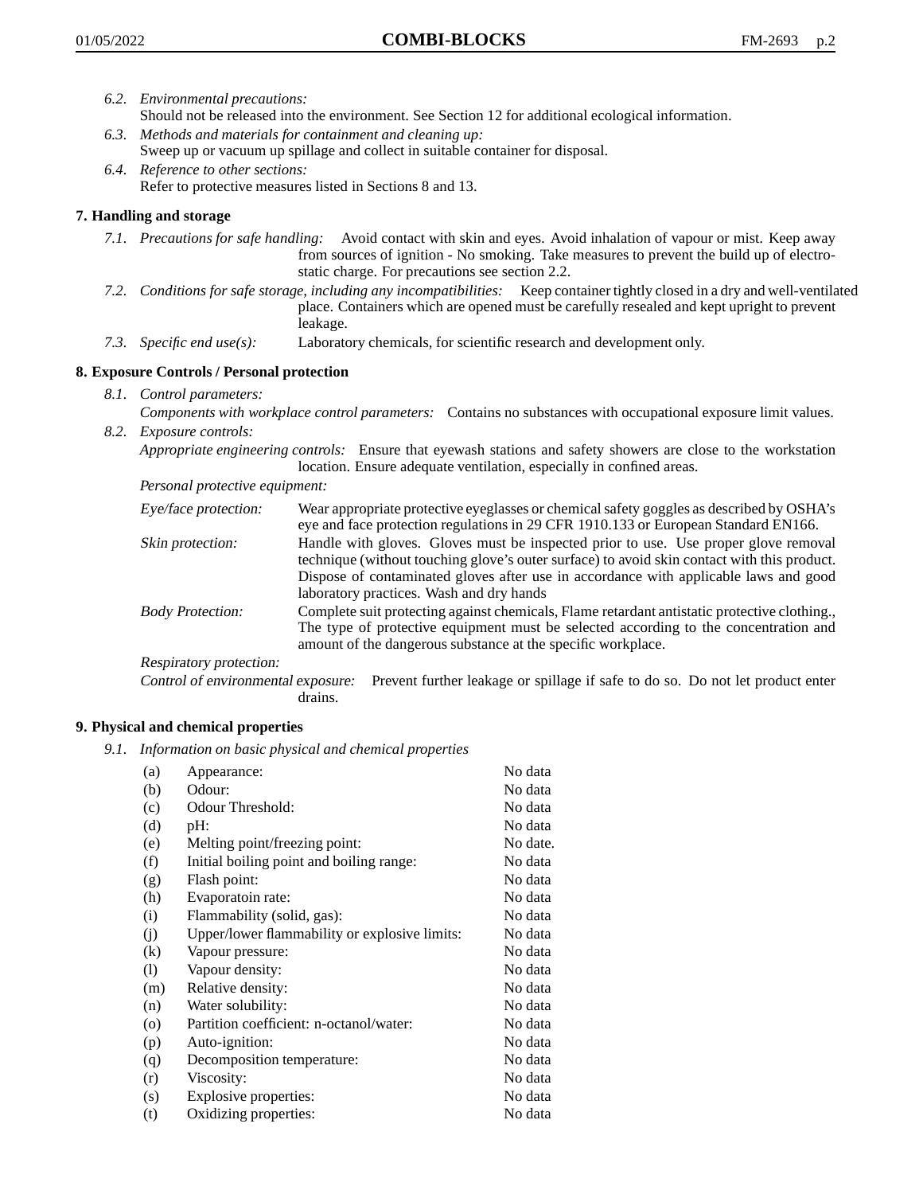*6.2. Environmental precautions:*
Should not be released into the environment. See Section 12 for additional ecological information.

*6.3. Methods and materials for containment and cleaning up:*
Sweep up or vacuum up spillage and collect in suitable container for disposal.

*6.4. Reference to other sections:*
Refer to protective measures listed in Sections 8 and 13.

## 7. Handling and storage

*7.1. Precautions for safe handling:* Avoid contact with skin and eyes. Avoid inhalation of vapour or mist. Keep away from sources of ignition - No smoking. Take measures to prevent the build up of electrostatic charge. For precautions see section 2.2.

*7.2. Conditions for safe storage, including any incompatibilities:* Keep container tightly closed in a dry and well-ventilated place. Containers which are opened must be carefully resealed and kept upright to prevent leakage.

*7.3. Specific end use(s):* Laboratory chemicals, for scientific research and development only.

## 8. Exposure Controls / Personal protection

*8.1. Control parameters:*
*Components with workplace control parameters:* Contains no substances with occupational exposure limit values.

*8.2. Exposure controls:*
*Appropriate engineering controls:* Ensure that eyewash stations and safety showers are close to the workstation location. Ensure adequate ventilation, especially in confined areas.

*Personal protective equipment:*

*Eye/face protection:* Wear appropriate protective eyeglasses or chemical safety goggles as described by OSHA's eye and face protection regulations in 29 CFR 1910.133 or European Standard EN166.

*Skin protection:* Handle with gloves. Gloves must be inspected prior to use. Use proper glove removal technique (without touching glove's outer surface) to avoid skin contact with this product. Dispose of contaminated gloves after use in accordance with applicable laws and good laboratory practices. Wash and dry hands

*Body Protection:* Complete suit protecting against chemicals, Flame retardant antistatic protective clothing., The type of protective equipment must be selected according to the concentration and amount of the dangerous substance at the specific workplace.

*Respiratory protection:*

*Control of environmental exposure:* Prevent further leakage or spillage if safe to do so. Do not let product enter drains.

## 9. Physical and chemical properties

*9.1. Information on basic physical and chemical properties*

| | | |
|---|---|---|
| (a) | Appearance: | No data |
| (b) | Odour: | No data |
| (c) | Odour Threshold: | No data |
| (d) | pH: | No data |
| (e) | Melting point/freezing point: | No date. |
| (f) | Initial boiling point and boiling range: | No data |
| (g) | Flash point: | No data |
| (h) | Evaporatoin rate: | No data |
| (i) | Flammability (solid, gas): | No data |
| (j) | Upper/lower flammability or explosive limits: | No data |
| (k) | Vapour pressure: | No data |
| (l) | Vapour density: | No data |
| (m) | Relative density: | No data |
| (n) | Water solubility: | No data |
| (o) | Partition coefficient: n-octanol/water: | No data |
| (p) | Auto-ignition: | No data |
| (q) | Decomposition temperature: | No data |
| (r) | Viscosity: | No data |
| (s) | Explosive properties: | No data |
| (t) | Oxidizing properties: | No data |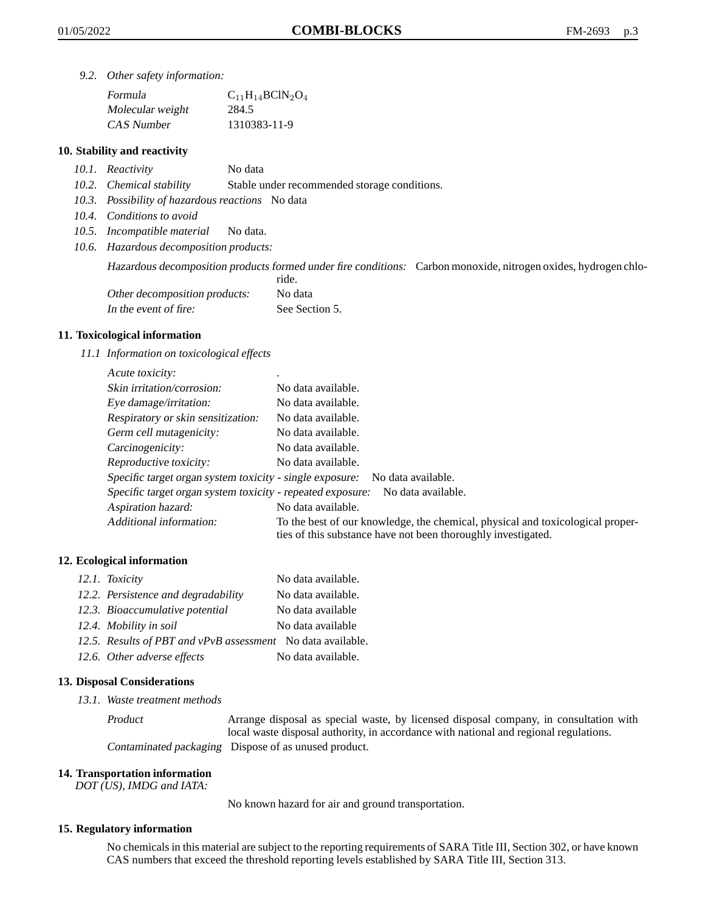*9.2. Other safety information:*

| | |
|---|---|
| *Formula* | $C_{11}H_{14}BClN_2O_4$ |
| *Molecular weight* | 284.5 |
| *CAS Number* | 1310383-11-9 |

## 10. Stability and reactivity

*10.1. Reactivity* No data

*10.2. Chemical stability* Stable under recommended storage conditions.

*10.3. Possibility of hazardous reactions* No data

*10.4. Conditions to avoid*

*10.5. Incompatible material* No data.

*10.6. Hazardous decomposition products:*

| | |
|---|---|
| *Hazardous decomposition products formed under fire conditions:* | Carbon monoxide, nitrogen oxides, hydrogen chloride. |
| *Other decomposition products:* | No data |
| *In the event of fire:* | See Section 5. |

## 11. Toxicological information

*11.1 Information on toxicological effects*

| | |
|---|---|
| *Acute toxicity:* | . |
| *Skin irritation/corrosion:* | No data available. |
| *Eye damage/irritation:* | No data available. |
| *Respiratory or skin sensitization:* | No data available. |
| *Germ cell mutagenicity:* | No data available. |
| *Carcinogenicity:* | No data available. |
| *Reproductive toxicity:* | No data available. |
| *Specific target organ system toxicity - single exposure:* | No data available. |
| *Specific target organ system toxicity - repeated exposure:* | No data available. |
| *Aspiration hazard:* | No data available. |
| *Additional information:* | To the best of our knowledge, the chemical, physical and toxicological properties of this substance have not been thoroughly investigated. |

## 12. Ecological information

| | |
|---|---|
| *12.1. Toxicity* | No data available. |
| *12.2. Persistence and degradability* | No data available. |
| *12.3. Bioaccumulative potential* | No data available |
| *12.4. Mobility in soil* | No data available |
| *12.5. Results of PBT and vPvB assessment* | No data available. |
| *12.6. Other adverse effects* | No data available. |

## 13. Disposal Considerations

*13.1. Waste treatment methods*

| | |
|---|---|
| *Product* | Arrange disposal as special waste, by licensed disposal company, in consultation with local waste disposal authority, in accordance with national and regional regulations. |
| *Contaminated packaging* | Dispose of as unused product. |

## 14. Transportation information

*DOT (US), IMDG and IATA:*

No known hazard for air and ground transportation.

## 15. Regulatory information

No chemicals in this material are subject to the reporting requirements of SARA Title III, Section 302, or have known CAS numbers that exceed the threshold reporting levels established by SARA Title III, Section 313.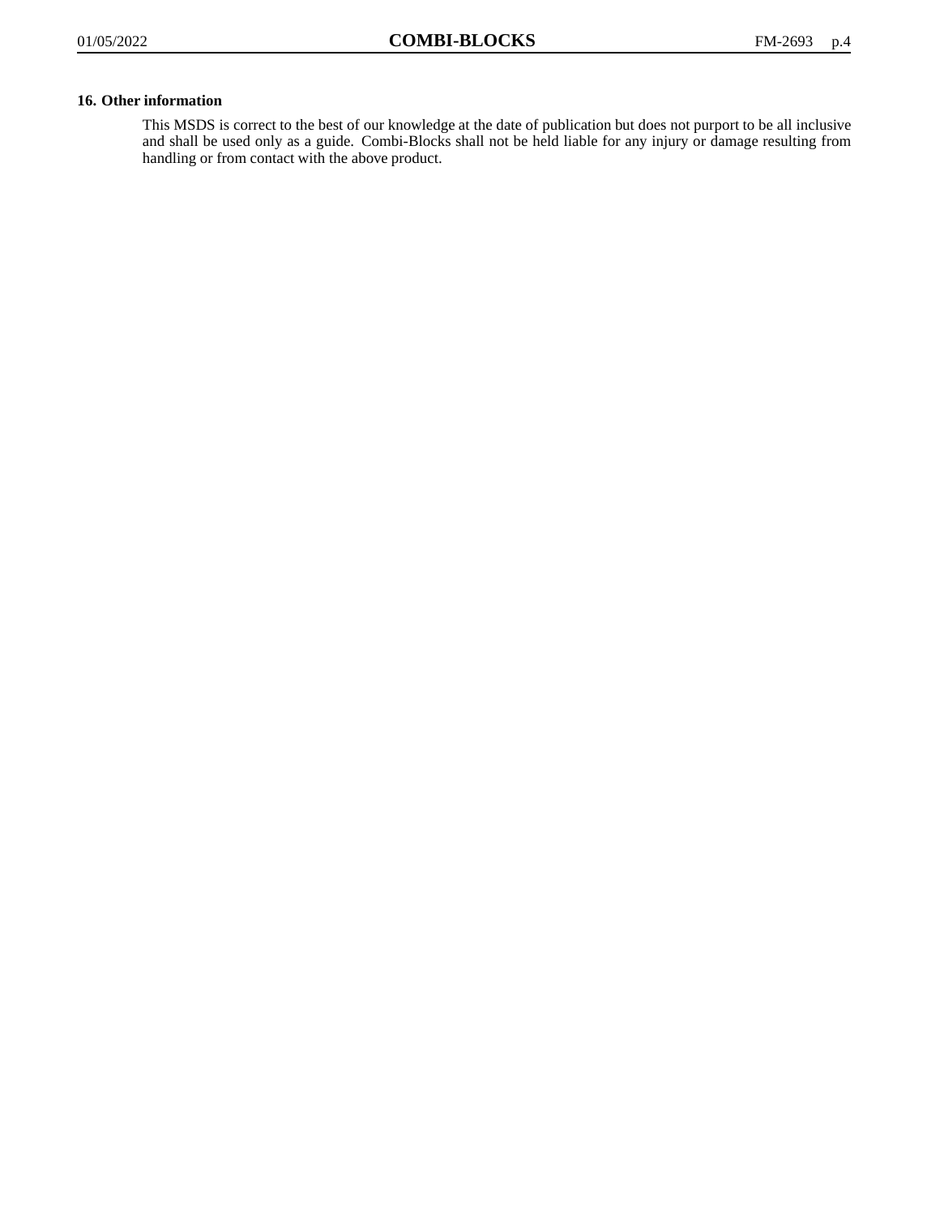## 16. Other information

This MSDS is correct to the best of our knowledge at the date of publication but does not purport to be all inclusive and shall be used only as a guide. Combi-Blocks shall not be held liable for any injury or damage resulting from handling or from contact with the above product.